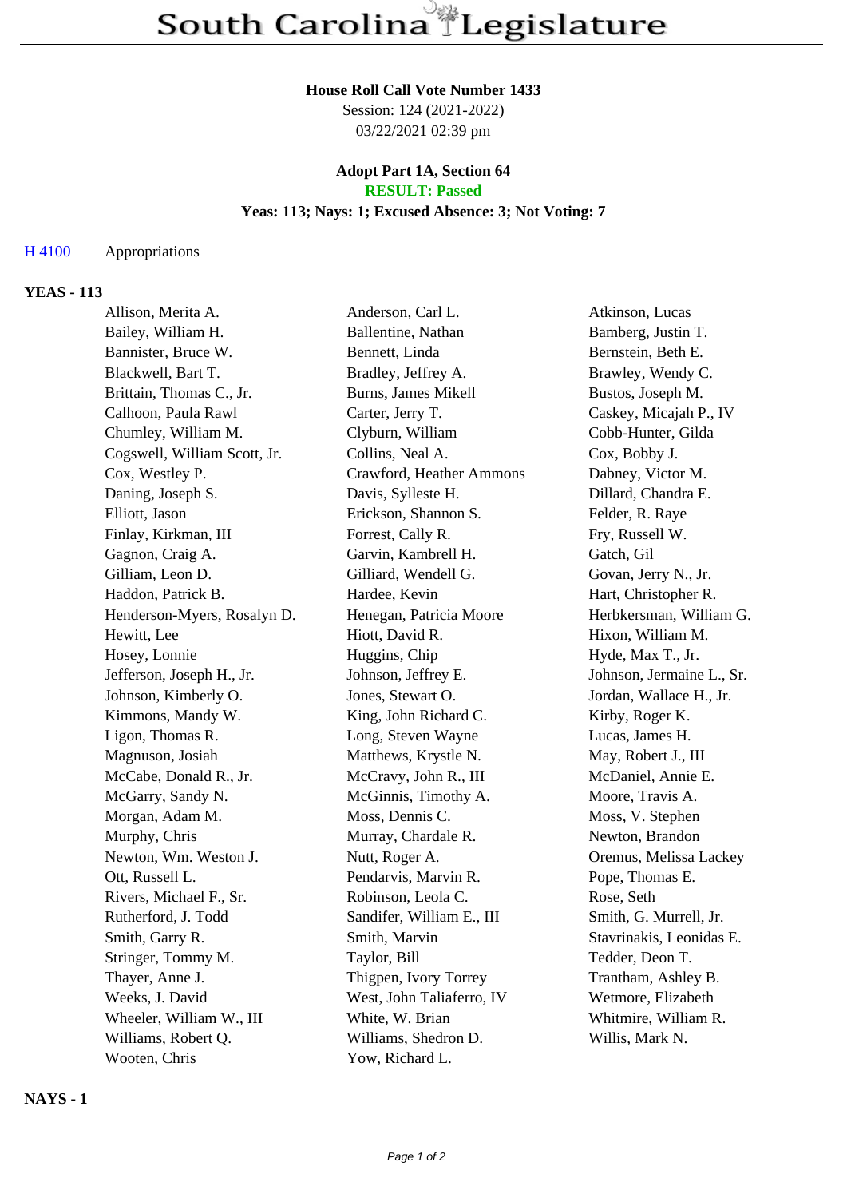# South Carolina Legislature

**House Roll Call Vote Number 1433**
Session: 124 (2021-2022)
03/22/2021 02:39 pm

**Adopt Part 1A, Section 64**
**RESULT: Passed**
**Yeas: 113; Nays: 1; Excused Absence: 3; Not Voting: 7**

H 4100 Appropriations

## YEAS - 113

| | | |
|---|---|---|
| Allison, Merita A. | Anderson, Carl L. | Atkinson, Lucas |
| Bailey, William H. | Ballentine, Nathan | Bamberg, Justin T. |
| Bannister, Bruce W. | Bennett, Linda | Bernstein, Beth E. |
| Blackwell, Bart T. | Bradley, Jeffrey A. | Brawley, Wendy C. |
| Brittain, Thomas C., Jr. | Burns, James Mikell | Bustos, Joseph M. |
| Calhoon, Paula Rawl | Carter, Jerry T. | Caskey, Micajah P., IV |
| Chumley, William M. | Clyburn, William | Cobb-Hunter, Gilda |
| Cogswell, William Scott, Jr. | Collins, Neal A. | Cox, Bobby J. |
| Cox, Westley P. | Crawford, Heather Ammons | Dabney, Victor M. |
| Daning, Joseph S. | Davis, Sylleste H. | Dillard, Chandra E. |
| Elliott, Jason | Erickson, Shannon S. | Felder, R. Raye |
| Finlay, Kirkman, III | Forrest, Cally R. | Fry, Russell W. |
| Gagnon, Craig A. | Garvin, Kambrell H. | Gatch, Gil |
| Gilliam, Leon D. | Gilliard, Wendell G. | Govan, Jerry N., Jr. |
| Haddon, Patrick B. | Hardee, Kevin | Hart, Christopher R. |
| Henderson-Myers, Rosalyn D. | Henegan, Patricia Moore | Herbkersman, William G. |
| Hewitt, Lee | Hiott, David R. | Hixon, William M. |
| Hosey, Lonnie | Huggins, Chip | Hyde, Max T., Jr. |
| Jefferson, Joseph H., Jr. | Johnson, Jeffrey E. | Johnson, Jermaine L., Sr. |
| Johnson, Kimberly O. | Jones, Stewart O. | Jordan, Wallace H., Jr. |
| Kimmons, Mandy W. | King, John Richard C. | Kirby, Roger K. |
| Ligon, Thomas R. | Long, Steven Wayne | Lucas, James H. |
| Magnuson, Josiah | Matthews, Krystle N. | May, Robert J., III |
| McCabe, Donald R., Jr. | McCravy, John R., III | McDaniel, Annie E. |
| McGarry, Sandy N. | McGinnis, Timothy A. | Moore, Travis A. |
| Morgan, Adam M. | Moss, Dennis C. | Moss, V. Stephen |
| Murphy, Chris | Murray, Chardale R. | Newton, Brandon |
| Newton, Wm. Weston J. | Nutt, Roger A. | Oremus, Melissa Lackey |
| Ott, Russell L. | Pendarvis, Marvin R. | Pope, Thomas E. |
| Rivers, Michael F., Sr. | Robinson, Leola C. | Rose, Seth |
| Rutherford, J. Todd | Sandifer, William E., III | Smith, G. Murrell, Jr. |
| Smith, Garry R. | Smith, Marvin | Stavrinakis, Leonidas E. |
| Stringer, Tommy M. | Taylor, Bill | Tedder, Deon T. |
| Thayer, Anne J. | Thigpen, Ivory Torrey | Trantham, Ashley B. |
| Weeks, J. David | West, John Taliaferro, IV | Wetmore, Elizabeth |
| Wheeler, William W., III | White, W. Brian | Whitmire, William R. |
| Williams, Robert Q. | Williams, Shedron D. | Willis, Mark N. |
| Wooten, Chris | Yow, Richard L. | |

## NAYS - 1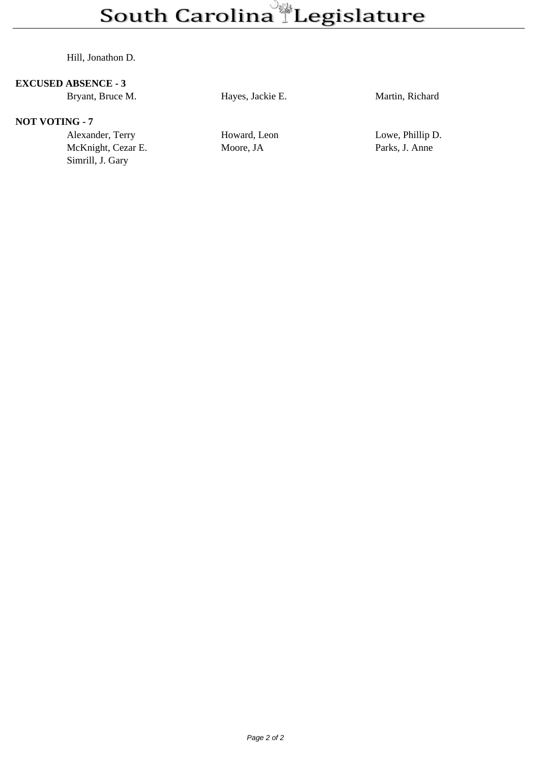Hill, Jonathon D.

**EXCUSED ABSENCE - 3**

| | | |
|---|---|---|
| Bryant, Bruce M. | Hayes, Jackie E. | Martin, Richard |

**NOT VOTING - 7**

| | | |
|---|---|---|
| Alexander, Terry | Howard, Leon | Lowe, Phillip D. |
| McKnight, Cezar E. | Moore, JA | Parks, J. Anne |
| Simrill, J. Gary | | |